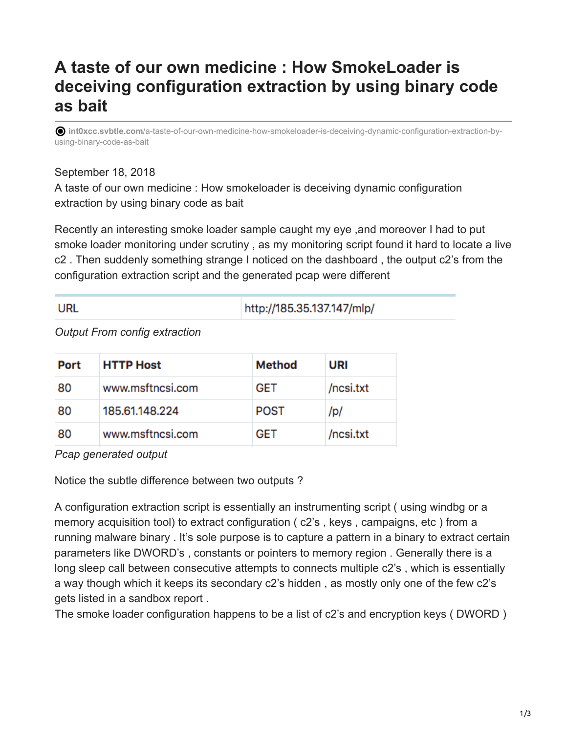# A taste of our own medicine : How SmokeLoader is deceiving configuration extraction by using binary code as bait

int0xcc.svbtle.com/a-taste-of-our-own-medicine-how-smokeloader-is-deceiving-dynamic-configuration-extraction-by-using-binary-code-as-bait

September 18, 2018

A taste of our own medicine : How smokeloader is deceiving dynamic configuration extraction by using binary code as bait

Recently an interesting smoke loader sample caught my eye ,and moreover I had to put smoke loader monitoring under scrutiny , as my monitoring script found it hard to locate a live c2 . Then suddenly something strange I noticed on the dashboard , the output c2's from the configuration extraction script and the generated pcap were different

| URL | http://185.35.137.147/mlp/ |
|---|---|

*Output From config extraction*

| Port | HTTP Host | Method | URI |
|---|---|---|---|
| 80 | www.msftncsi.com | GET | /ncsi.txt |
| 80 | 185.61.148.224 | POST | /p/ |
| 80 | www.msftncsi.com | GET | /ncsi.txt |

*Pcap generated output*

Notice the subtle difference between two outputs ?

A configuration extraction script is essentially an instrumenting script ( using windbg or a memory acquisition tool) to extract configuration ( c2's , keys , campaigns, etc ) from a running malware binary . It's sole purpose is to capture a pattern in a binary to extract certain parameters like DWORD's , constants or pointers to memory region . Generally there is a long sleep call between consecutive attempts to connects multiple c2's , which is essentially a way though which it keeps its secondary c2's hidden , as mostly only one of the few c2's gets listed in a sandbox report .
The smoke loader configuration happens to be a list of c2's and encryption keys ( DWORD )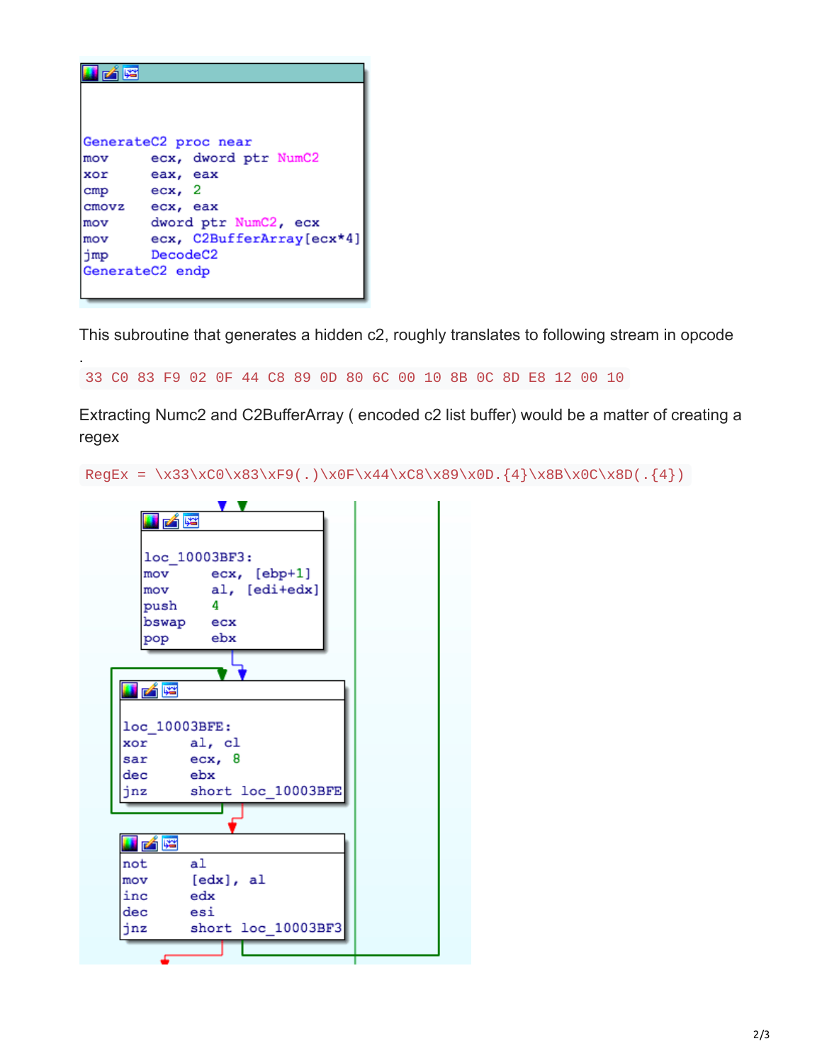```
GenerateC2 proc near
mov     ecx, dword ptr NumC2
xor     eax, eax
cmp     ecx, 2
cmovz   ecx, eax
mov     dword ptr NumC2, ecx
mov     ecx, C2BufferArray[ecx*4]
jmp     DecodeC2
GenerateC2 endp
```

This subroutine that generates a hidden c2, roughly translates to following stream in opcode .

`33 C0 83 F9 02 0F 44 C8 89 0D 80 6C 00 10 8B 0C 8D E8 12 00 10`

Extracting Numc2 and C2BufferArray ( encoded c2 list buffer) would be a matter of creating a regex

`RegEx = \x33\xC0\x83\xF9(.)\x0F\x44\xC8\x89\x0D.{4}\x8B\x0C\x8D(.{4})`

```
loc_10003BF3:
mov     ecx, [ebp+1]
mov     al, [edi+edx]
push    4
bswap   ecx
pop     ebx

loc_10003BFE:
xor     al, cl
sar     ecx, 8
dec     ebx
jnz     short loc_10003BFE

not     al
mov     [edx], al
inc     edx
dec     esi
jnz     short loc_10003BF3
```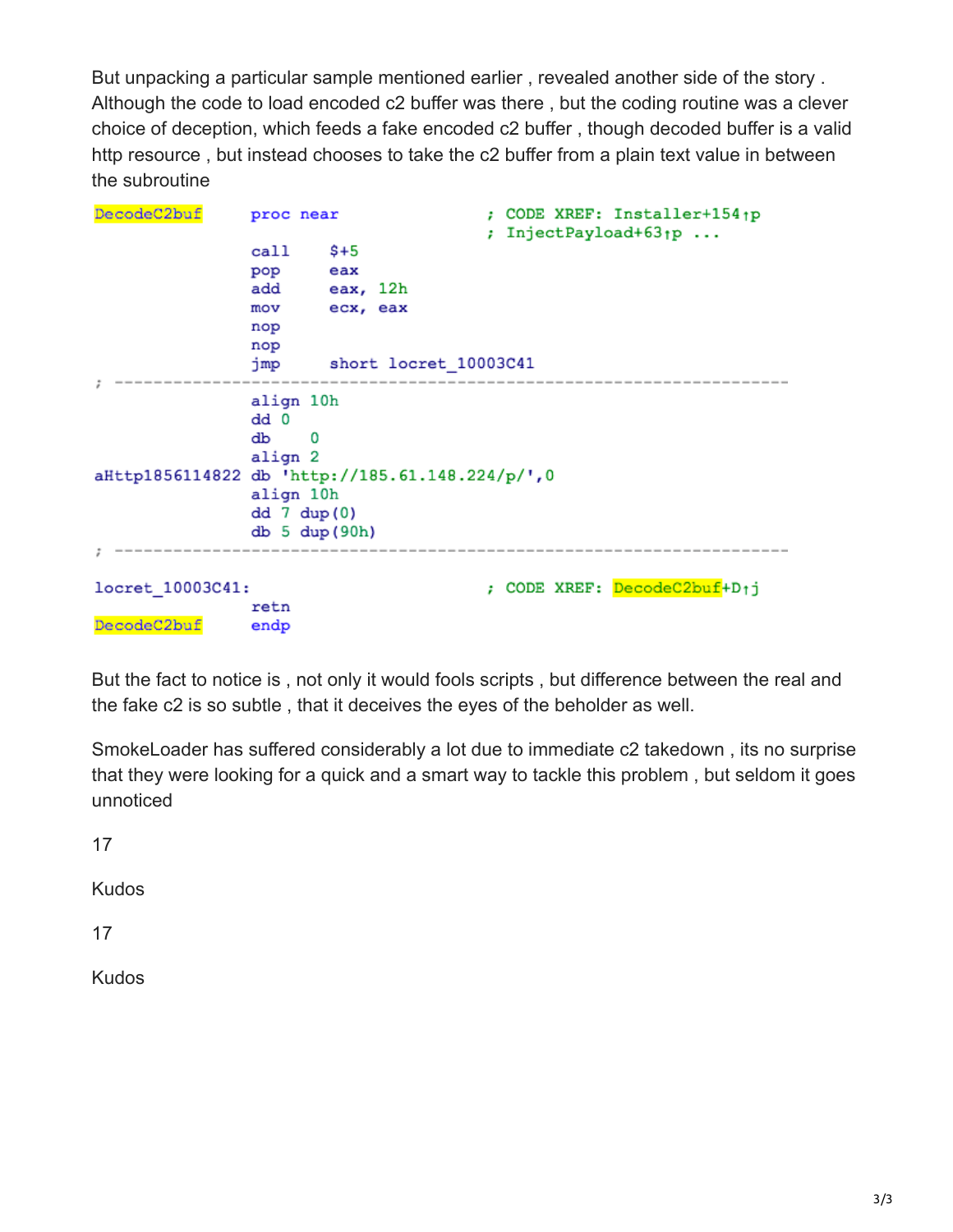But unpacking a particular sample mentioned earlier , revealed another side of the story . Although the code to load encoded c2 buffer was there , but the coding routine was a clever choice of deception, which feeds a fake encoded c2 buffer , though decoded buffer is a valid http resource , but instead chooses to take the c2 buffer from a plain text value in between the subroutine

```
DecodeC2buf     proc near               ; CODE XREF: Installer+154↑p
                                        ; InjectPayload+63↑p ...
                call    $+5
                pop     eax
                add     eax, 12h
                mov     ecx, eax
                nop
                nop
                jmp     short locret_10003C41
; ---------------------------------------------------------------------------
                align 10h
                dd 0
                db    0
                align 2
aHttp1856114822 db 'http://185.61.148.224/p/',0
                align 10h
                dd 7 dup(0)
                db 5 dup(90h)
; ---------------------------------------------------------------------------

locret_10003C41:                        ; CODE XREF: DecodeC2buf+D↑j
                retn
DecodeC2buf     endp
```

But the fact to notice is , not only it would fools scripts , but difference between the real and the fake c2 is so subtle , that it deceives the eyes of the beholder as well.

SmokeLoader has suffered considerably a lot due to immediate c2 takedown , its no surprise that they were looking for a quick and a smart way to tackle this problem , but seldom it goes unnoticed

17

Kudos

17

Kudos